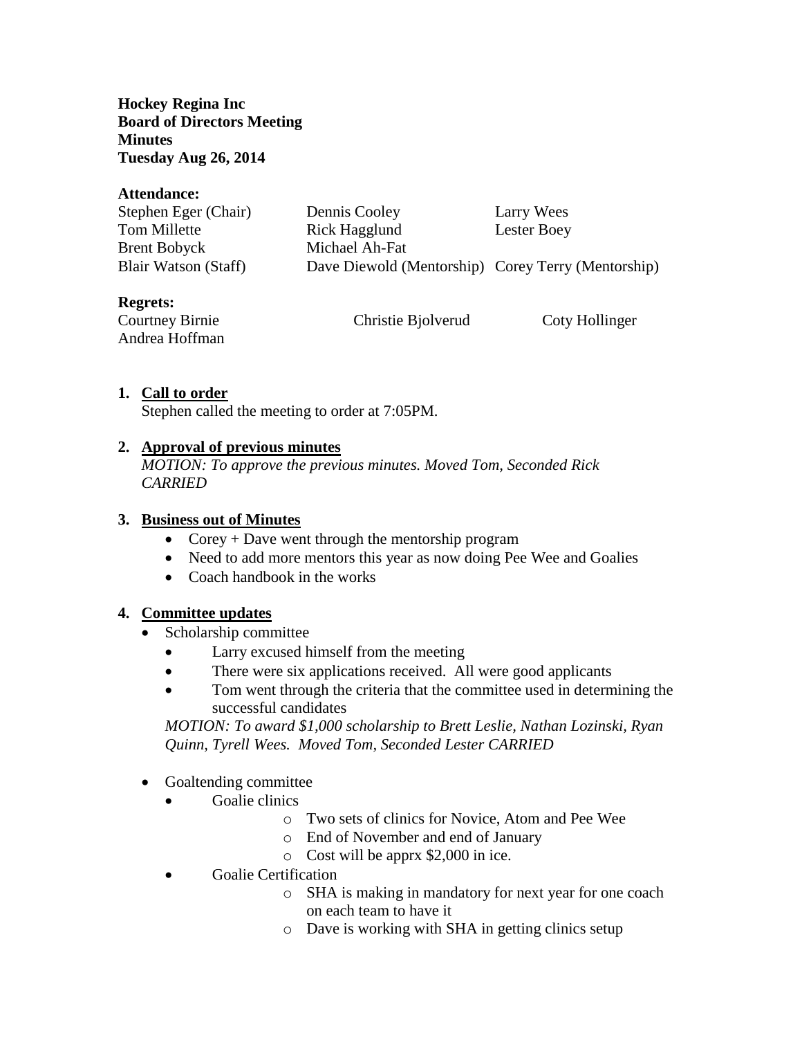**Hockey Regina Inc**
**Board of Directors Meeting**
**Minutes**
**Tuesday Aug 26, 2014**

**Attendance:**

| | | |
|---|---|---|
| Stephen Eger (Chair) | Dennis Cooley | Larry Wees |
| Tom Millette | Rick Hagglund | Lester Boey |
| Brent Bobyck | Michael Ah-Fat | |
| Blair Watson (Staff) | Dave Diewold (Mentorship) | Corey Terry (Mentorship) |

**Regrets:**

| | | |
|---|---|---|
| Courtney Birnie | Christie Bjolverud | Coty Hollinger |
| Andrea Hoffman | | |

1. **Call to order**
   Stephen called the meeting to order at 7:05PM.

2. **Approval of previous minutes**
   *MOTION: To approve the previous minutes. Moved Tom, Seconded Rick CARRIED*

3. **Business out of Minutes**
   - Corey + Dave went through the mentorship program
   - Need to add more mentors this year as now doing Pee Wee and Goalies
   - Coach handbook in the works

4. **Committee updates**
   - Scholarship committee
     - Larry excused himself from the meeting
     - There were six applications received. All were good applicants
     - Tom went through the criteria that the committee used in determining the successful candidates

     *MOTION: To award $1,000 scholarship to Brett Leslie, Nathan Lozinski, Ryan Quinn, Tyrell Wees. Moved Tom, Seconded Lester CARRIED*

   - Goaltending committee
     - Goalie clinics
       - Two sets of clinics for Novice, Atom and Pee Wee
       - End of November and end of January
       - Cost will be apprx $2,000 in ice.
     - Goalie Certification
       - SHA is making in mandatory for next year for one coach on each team to have it
       - Dave is working with SHA in getting clinics setup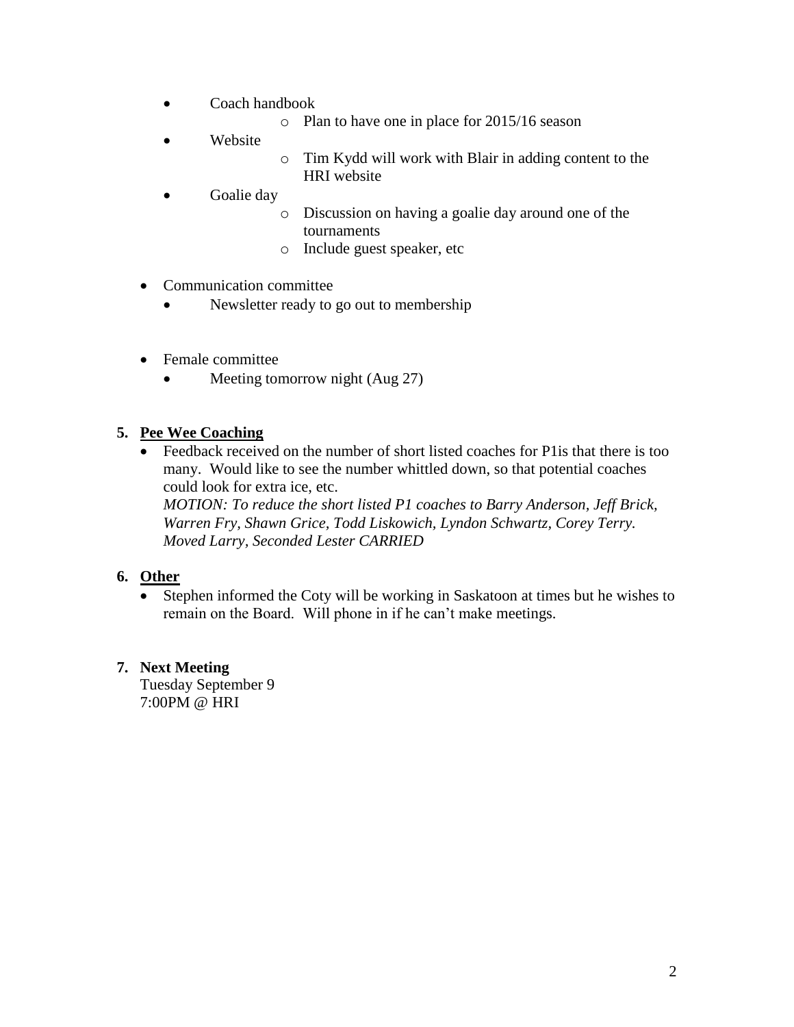- Coach handbook
    - Plan to have one in place for 2015/16 season
- Website
    - Tim Kydd will work with Blair in adding content to the HRI website
- Goalie day
    - Discussion on having a goalie day around one of the tournaments
    - Include guest speaker, etc

- Communication committee
    - Newsletter ready to go out to membership

- Female committee
    - Meeting tomorrow night (Aug 27)

**5. <u>Pee Wee Coaching</u>**

- Feedback received on the number of short listed coaches for P1is that there is too many. Would like to see the number whittled down, so that potential coaches could look for extra ice, etc.
  *MOTION: To reduce the short listed P1 coaches to Barry Anderson, Jeff Brick, Warren Fry, Shawn Grice, Todd Liskowich, Lyndon Schwartz, Corey Terry. Moved Larry, Seconded Lester CARRIED*

**6. <u>Other</u>**

- Stephen informed the Coty will be working in Saskatoon at times but he wishes to remain on the Board. Will phone in if he can't make meetings.

**7. Next Meeting**

Tuesday September 9
7:00PM @ HRI